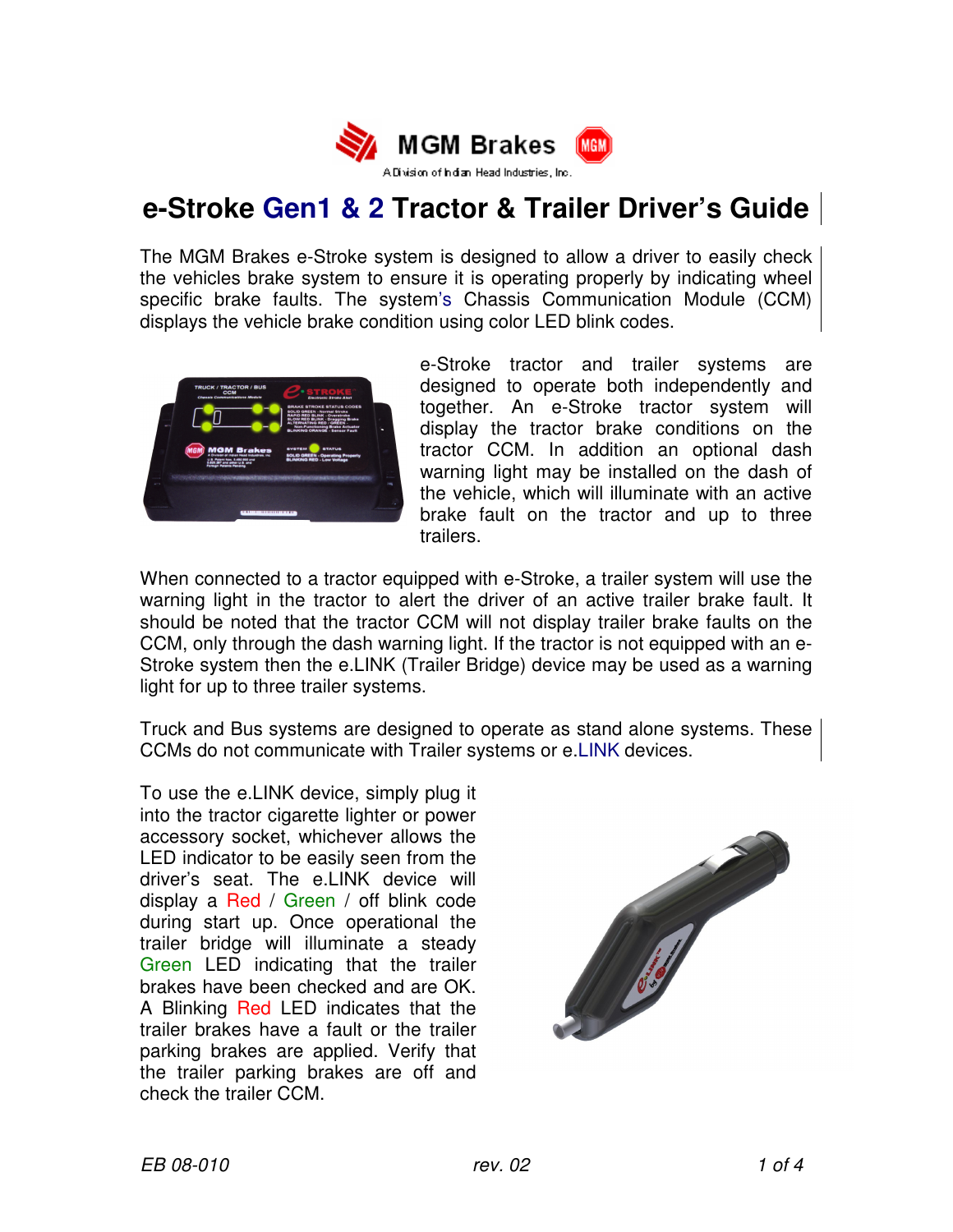MGM Brakes

A Division of Indian Head Industries, Inc.

# e-Stroke Gen1 & 2 Tractor & Trailer Driver's Guide

The MGM Brakes e-Stroke system is designed to allow a driver to easily check the vehicles brake system to ensure it is operating properly by indicating wheel specific brake faults. The system's Chassis Communication Module (CCM) displays the vehicle brake condition using color LED blink codes.

e-Stroke tractor and trailer systems are designed to operate both independently and together. An e-Stroke tractor system will display the tractor brake conditions on the tractor CCM. In addition an optional dash warning light may be installed on the dash of the vehicle, which will illuminate with an active brake fault on the tractor and up to three trailers.

When connected to a tractor equipped with e-Stroke, a trailer system will use the warning light in the tractor to alert the driver of an active trailer brake fault. It should be noted that the tractor CCM will not display trailer brake faults on the CCM, only through the dash warning light. If the tractor is not equipped with an e-Stroke system then the e.LINK (Trailer Bridge) device may be used as a warning light for up to three trailer systems.

Truck and Bus systems are designed to operate as stand alone systems. These CCMs do not communicate with Trailer systems or e.LINK devices.

To use the e.LINK device, simply plug it into the tractor cigarette lighter or power accessory socket, whichever allows the LED indicator to be easily seen from the driver's seat. The e.LINK device will display a Red / Green / off blink code during start up. Once operational the trailer bridge will illuminate a steady Green LED indicating that the trailer brakes have been checked and are OK. A Blinking Red LED indicates that the trailer brakes have a fault or the trailer parking brakes are applied. Verify that the trailer parking brakes are off and check the trailer CCM.

EB 08-010 rev. 02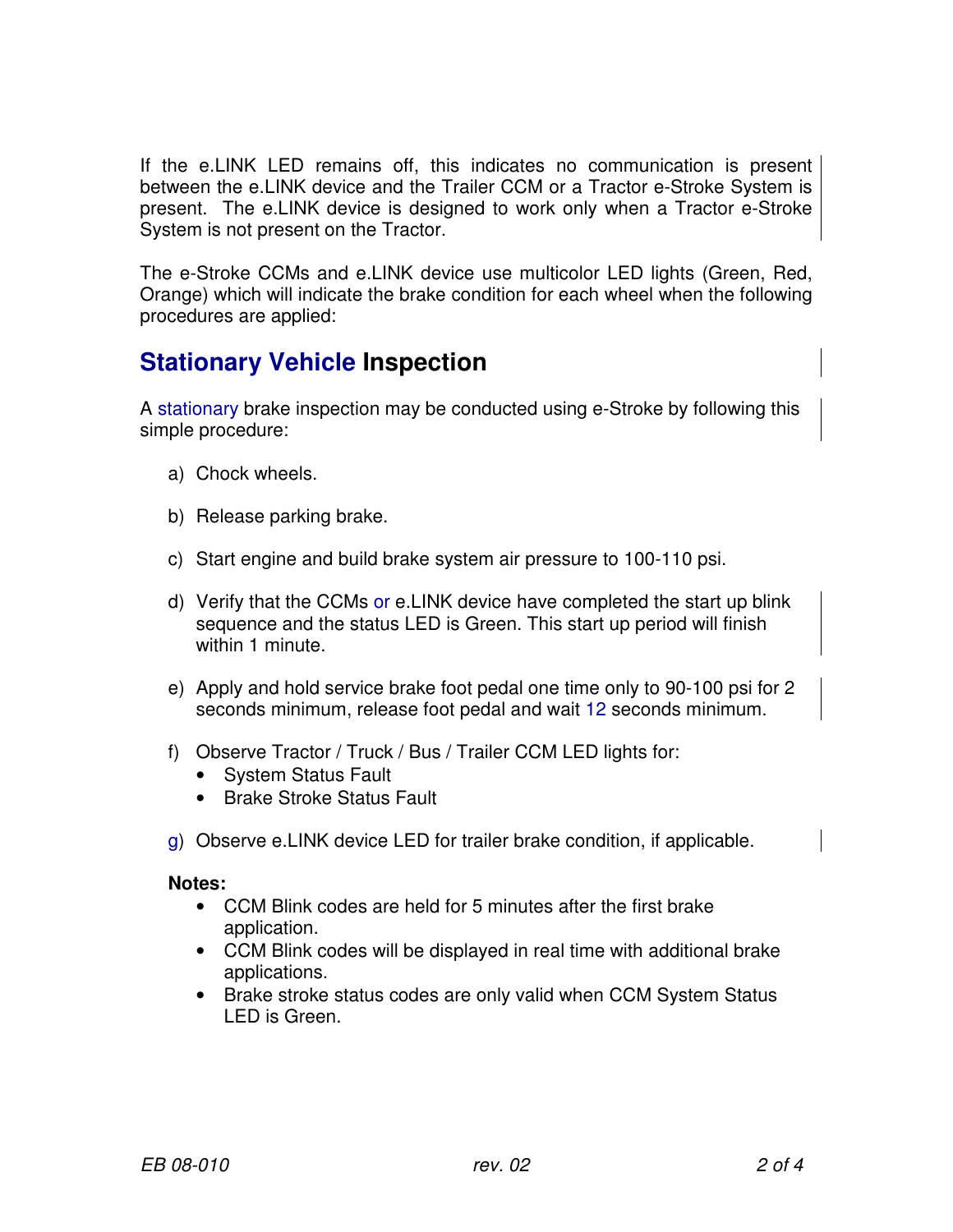If the e.LINK LED remains off, this indicates no communication is present between the e.LINK device and the Trailer CCM or a Tractor e-Stroke System is present. The e.LINK device is designed to work only when a Tractor e-Stroke System is not present on the Tractor.

The e-Stroke CCMs and e.LINK device use multicolor LED lights (Green, Red, Orange) which will indicate the brake condition for each wheel when the following procedures are applied:

## Stationary Vehicle Inspection

A stationary brake inspection may be conducted using e-Stroke by following this simple procedure:

a) Chock wheels.

b) Release parking brake.

c) Start engine and build brake system air pressure to 100-110 psi.

d) Verify that the CCMs or e.LINK device have completed the start up blink sequence and the status LED is Green. This start up period will finish within 1 minute.

e) Apply and hold service brake foot pedal one time only to 90-100 psi for 2 seconds minimum, release foot pedal and wait 12 seconds minimum.

f) Observe Tractor / Truck / Bus / Trailer CCM LED lights for:
- System Status Fault
- Brake Stroke Status Fault

g) Observe e.LINK device LED for trailer brake condition, if applicable.

**Notes:**
- CCM Blink codes are held for 5 minutes after the first brake application.
- CCM Blink codes will be displayed in real time with additional brake applications.
- Brake stroke status codes are only valid when CCM System Status LED is Green.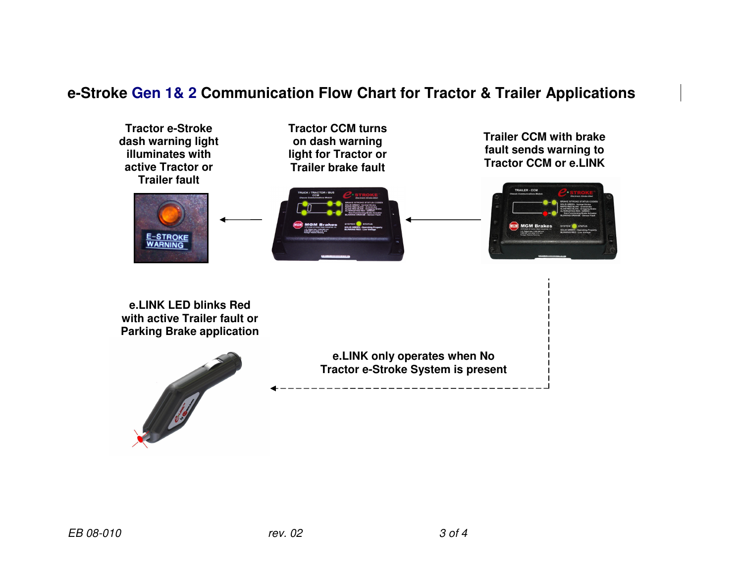# e-Stroke Gen 1& 2 Communication Flow Chart for Tractor & Trailer Applications

**Tractor e-Stroke dash warning light illuminates with active Tractor or Trailer fault**

**Tractor CCM turns on dash warning light for Tractor or Trailer brake fault**

**Trailer CCM with brake fault sends warning to Tractor CCM or e.LINK**

**e.LINK LED blinks Red with active Trailer fault or Parking Brake application**

**e.LINK only operates when No Tractor e-Stroke System is present**

*EB 08-010* *rev. 02*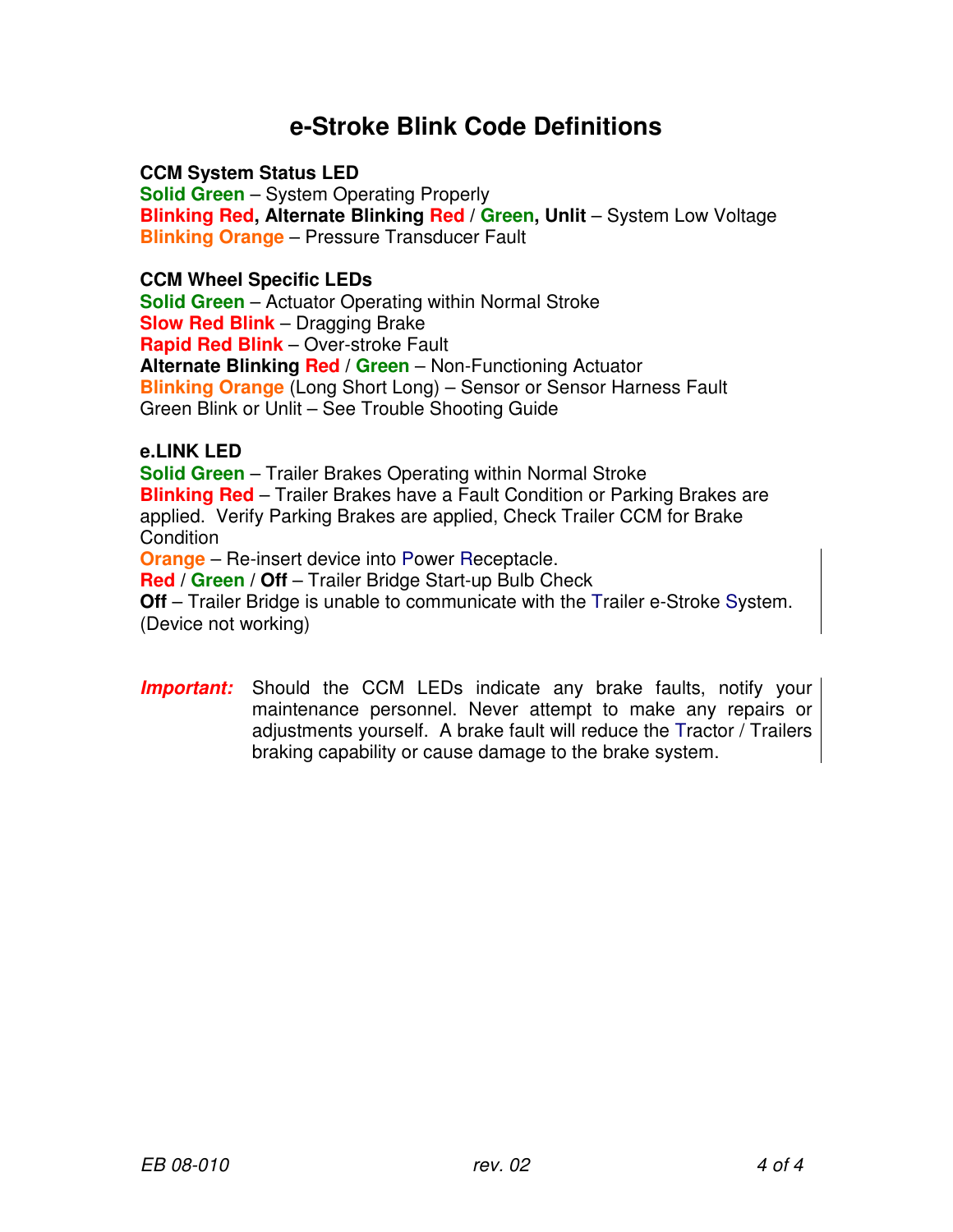# e-Stroke Blink Code Definitions

**CCM System Status LED**

**Solid Green** – System Operating Properly
**Blinking Red, Alternate Blinking Red / Green, Unlit** – System Low Voltage
**Blinking Orange** – Pressure Transducer Fault

**CCM Wheel Specific LEDs**

**Solid Green** – Actuator Operating within Normal Stroke
**Slow Red Blink** – Dragging Brake
**Rapid Red Blink** – Over-stroke Fault
**Alternate Blinking Red / Green** – Non-Functioning Actuator
**Blinking Orange** (Long Short Long) – Sensor or Sensor Harness Fault
Green Blink or Unlit – See Trouble Shooting Guide

**e.LINK LED**

**Solid Green** – Trailer Brakes Operating within Normal Stroke
**Blinking Red** – Trailer Brakes have a Fault Condition or Parking Brakes are applied. Verify Parking Brakes are applied, Check Trailer CCM for Brake Condition
**Orange** – Re-insert device into Power Receptacle.
**Red / Green / Off** – Trailer Bridge Start-up Bulb Check
**Off** – Trailer Bridge is unable to communicate with the Trailer e-Stroke System. (Device not working)

***Important:*** Should the CCM LEDs indicate any brake faults, notify your maintenance personnel. Never attempt to make any repairs or adjustments yourself. A brake fault will reduce the Tractor / Trailers braking capability or cause damage to the brake system.

*EB 08-010* *rev. 02*